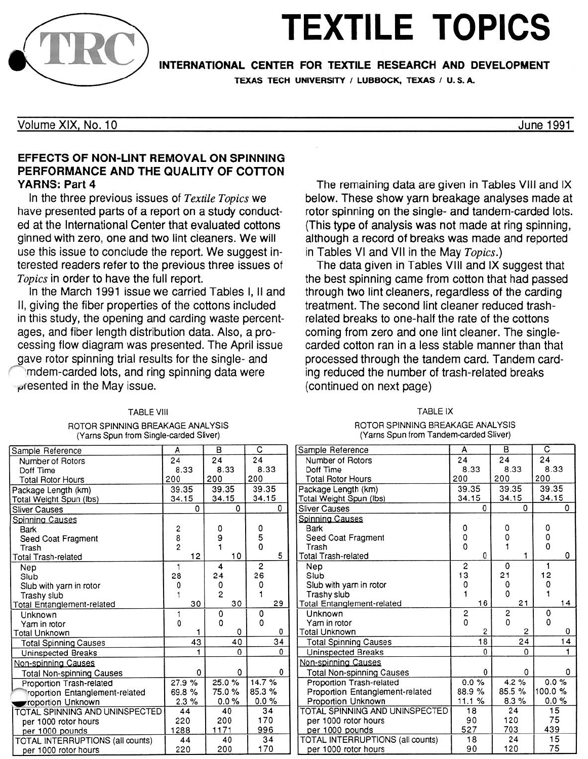# TEXTILE TOPICS

**INTERNATIONAL CENTER FOR TEXTILE RESEARCH AND DEVELOPMENT**

TEXAS TECH UNIVERSITY / LUBBOCK, TEXAS / U. S. A.

Volume XIX, No. 10 — June 1991

## EFFECTS OF NON-LINT REMOVAL ON SPINNING PERFORMANCE AND THE QUALITY OF COTTON YARNS: Part 4

In the three previous issues of *Textile Topics* we have presented parts of a report on a study conducted at the International Center that evaluated cottons ginned with zero, one and two lint cleaners. We will use this issue to conclude the report. We suggest interested readers refer to the previous three issues of *Topics* in order to have the full report.

In the March 1991 issue we carried Tables I, II and II, giving the fiber properties of the cottons included in this study, the opening and carding waste percentages, and fiber length distribution data. Also, a processing flow diagram was presented. The April issue gave rotor spinning trial results for the single- and tandem-carded lots, and ring spinning data were presented in the May issue.

The remaining data are given in Tables VIII and IX below. These show yarn breakage analyses made at rotor spinning on the single- and tandem-carded lots. (This type of analysis was not made at ring spinning, although a record of breaks was made and reported in Tables VI and VII in the May *Topics*.)

The data given in Tables VIII and IX suggest that the best spinning came from cotton that had passed through two lint cleaners, regardless of the carding treatment. The second lint cleaner reduced trash-related breaks to one-half the rate of the cottons coming from zero and one lint cleaner. The single-carded cotton ran in a less stable manner than that processed through the tandem card. Tandem carding reduced the number of trash-related breaks (continued on next page)

TABLE VIII

ROTOR SPINNING BREAKAGE ANALYSIS
(Yarns Spun from Single-carded Sliver)

| Sample Reference | A | B | C |
|---|---|---|---|
| Number of Rotors | 24 | 24 | 24 |
| Doff Time | 8.33 | 8.33 | 8.33 |
| Total Rotor Hours | 200 | 200 | 200 |
| Package Length (km) | 39.35 | 39.35 | 39.35 |
| Total Weight Spun (lbs) | 34.15 | 34.15 | 34.15 |
| Sliver Causes | 0 | 0 | 0 |
| Spinning Causes | | | |
| Bark | 2 | 0 | 0 |
| Seed Coat Fragment | 8 | 9 | 5 |
| Trash | 2 | 1 | 0 |
| Total Trash-related | 12 | 10 | 5 |
| Nep | 1 | 4 | 2 |
| Slub | 28 | 24 | 26 |
| Slub with yarn in rotor | 0 | 0 | 0 |
| Trashy slub | 1 | 2 | 1 |
| Total Entanglement-related | 30 | 30 | 29 |
| Unknown | 1 | 0 | 0 |
| Yarn in rotor | 0 | 0 | 0 |
| Total Unknown | 1 | 0 | 0 |
| Total Spinning Causes | 43 | 40 | 34 |
| Uninspected Breaks | 1 | 0 | 0 |
| Non-spinning Causes | | | |
| Total Non-spinning Causes | 0 | 0 | 0 |
| Proportion Trash-related | 27.9 % | 25.0 % | 14.7 % |
| Proportion Entanglement-related | 69.8 % | 75.0 % | 85.3 % |
| Proportion Unknown | 2.3 % | 0.0 % | 0.0 % |
| TOTAL SPINNING AND UNINSPECTED | 44 | 40 | 34 |
| per 1000 rotor hours | 220 | 200 | 170 |
| per 1000 pounds | 1288 | 1171 | 996 |
| TOTAL INTERRUPTIONS (all counts) | 44 | 40 | 34 |
| per 1000 rotor hours | 220 | 200 | 170 |

TABLE IX

ROTOR SPINNING BREAKAGE ANALYSIS
(Yarns Spun from Tandem-carded Sliver)

| Sample Reference | A | B | C |
|---|---|---|---|
| Number of Rotors | 24 | 24 | 24 |
| Doff Time | 8.33 | 8.33 | 8.33 |
| Total Rotor Hours | 200 | 200 | 200 |
| Package Length (km) | 39.35 | 39.35 | 39.35 |
| Total Weight Spun (lbs) | 34.15 | 34.15 | 34.15 |
| Sliver Causes | 0 | 0 | 0 |
| Spinning Causes | | | |
| Bark | 0 | 0 | 0 |
| Seed Coat Fragment | 0 | 0 | 0 |
| Trash | 0 | 1 | 0 |
| Total Trash-related | 0 | 1 | 0 |
| Nep | 2 | 0 | 1 |
| Slub | 13 | 21 | 12 |
| Slub with yarn in rotor | 0 | 0 | 0 |
| Trashy slub | 1 | 0 | 1 |
| Total Entanglement-related | 16 | 21 | 14 |
| Unknown | 2 | 2 | 0 |
| Yarn in rotor | 0 | 0 | 0 |
| Total Unknown | 2 | 2 | 0 |
| Total Spinning Causes | 18 | 24 | 14 |
| Uninspected Breaks | 0 | 0 | 1 |
| Non-spinning Causes | | | |
| Total Non-spinning Causes | 0 | 0 | 0 |
| Proportion Trash-related | 0.0 % | 4.2 % | 0.0 % |
| Proportion Entanglement-related | 88.9 % | 85.5 % | 100.0 % |
| Proportion Unknown | 11.1 % | 8.3 % | 0.0 % |
| TOTAL SPINNING AND UNINSPECTED | 18 | 24 | 15 |
| per 1000 rotor hours | 90 | 120 | 75 |
| per 1000 pounds | 527 | 703 | 439 |
| TOTAL INTERRUPTIONS (all counts) | 18 | 24 | 15 |
| per 1000 rotor hours | 90 | 120 | 75 |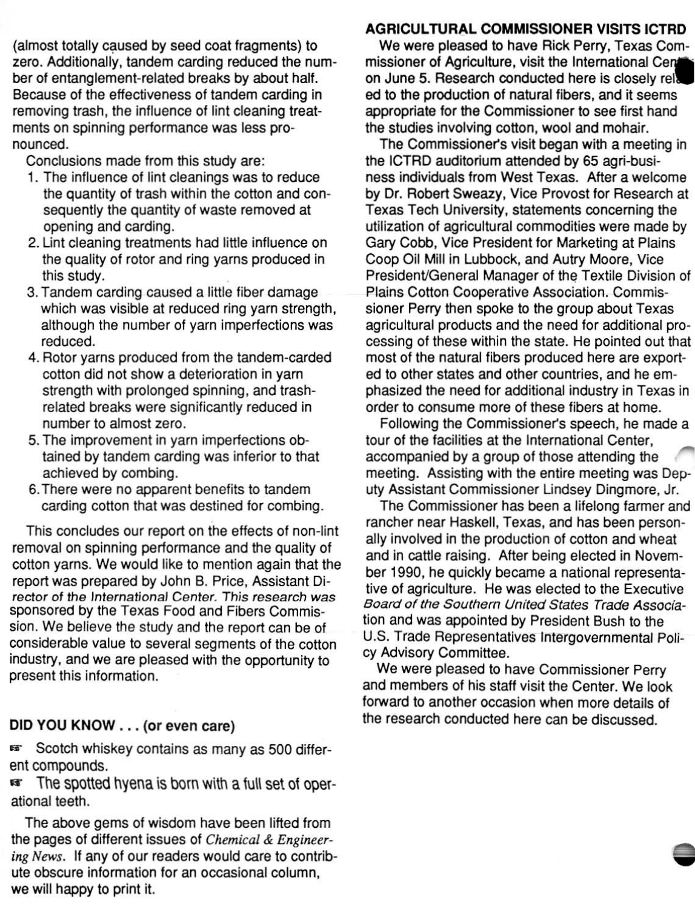(almost totally caused by seed coat fragments) to zero. Additionally, tandem carding reduced the number of entanglement-related breaks by about half. Because of the effectiveness of tandem carding in removing trash, the influence of lint cleaning treatments on spinning performance was less pronounced.

Conclusions made from this study are:

1. The influence of lint cleanings was to reduce the quantity of trash within the cotton and consequently the quantity of waste removed at opening and carding.
2. Lint cleaning treatments had little influence on the quality of rotor and ring yarns produced in this study.
3. Tandem carding caused a little fiber damage which was visible at reduced ring yarn strength, although the number of yarn imperfections was reduced.
4. Rotor yarns produced from the tandem-carded cotton did not show a deterioration in yarn strength with prolonged spinning, and trash-related breaks were significantly reduced in number to almost zero.
5. The improvement in yarn imperfections obtained by tandem carding was inferior to that achieved by combing.
6. There were no apparent benefits to tandem carding cotton that was destined for combing.

This concludes our report on the effects of non-lint removal on spinning performance and the quality of cotton yarns. We would like to mention again that the report was prepared by John B. Price, Assistant Director of the International Center. This research was sponsored by the Texas Food and Fibers Commission. We believe the study and the report can be of considerable value to several segments of the cotton industry, and we are pleased with the opportunity to present this information.

## DID YOU KNOW . . . (or even care)

☞ Scotch whiskey contains as many as 500 different compounds.

☞ The spotted hyena is born with a full set of operational teeth.

The above gems of wisdom have been lifted from the pages of different issues of *Chemical & Engineering News*. If any of our readers would care to contribute obscure information for an occasional column, we will happy to print it.

## AGRICULTURAL COMMISSIONER VISITS ICTRD

We were pleased to have Rick Perry, Texas Commissioner of Agriculture, visit the International Center on June 5. Research conducted here is closely related to the production of natural fibers, and it seems appropriate for the Commissioner to see first hand the studies involving cotton, wool and mohair.

The Commissioner's visit began with a meeting in the ICTRD auditorium attended by 65 agri-business individuals from West Texas. After a welcome by Dr. Robert Sweazy, Vice Provost for Research at Texas Tech University, statements concerning the utilization of agricultural commodities were made by Gary Cobb, Vice President for Marketing at Plains Coop Oil Mill in Lubbock, and Autry Moore, Vice President/General Manager of the Textile Division of Plains Cotton Cooperative Association. Commissioner Perry then spoke to the group about Texas agricultural products and the need for additional processing of these within the state. He pointed out that most of the natural fibers produced here are exported to other states and other countries, and he emphasized the need for additional industry in Texas in order to consume more of these fibers at home.

Following the Commissioner's speech, he made a tour of the facilities at the International Center, accompanied by a group of those attending the meeting. Assisting with the entire meeting was Deputy Assistant Commissioner Lindsey Dingmore, Jr.

The Commissioner has been a lifelong farmer and rancher near Haskell, Texas, and has been personally involved in the production of cotton and wheat and in cattle raising. After being elected in November 1990, he quickly became a national representative of agriculture. He was elected to the Executive Board of the Southern United States Trade Association and was appointed by President Bush to the U.S. Trade Representatives Intergovernmental Policy Advisory Committee.

We were pleased to have Commissioner Perry and members of his staff visit the Center. We look forward to another occasion when more details of the research conducted here can be discussed.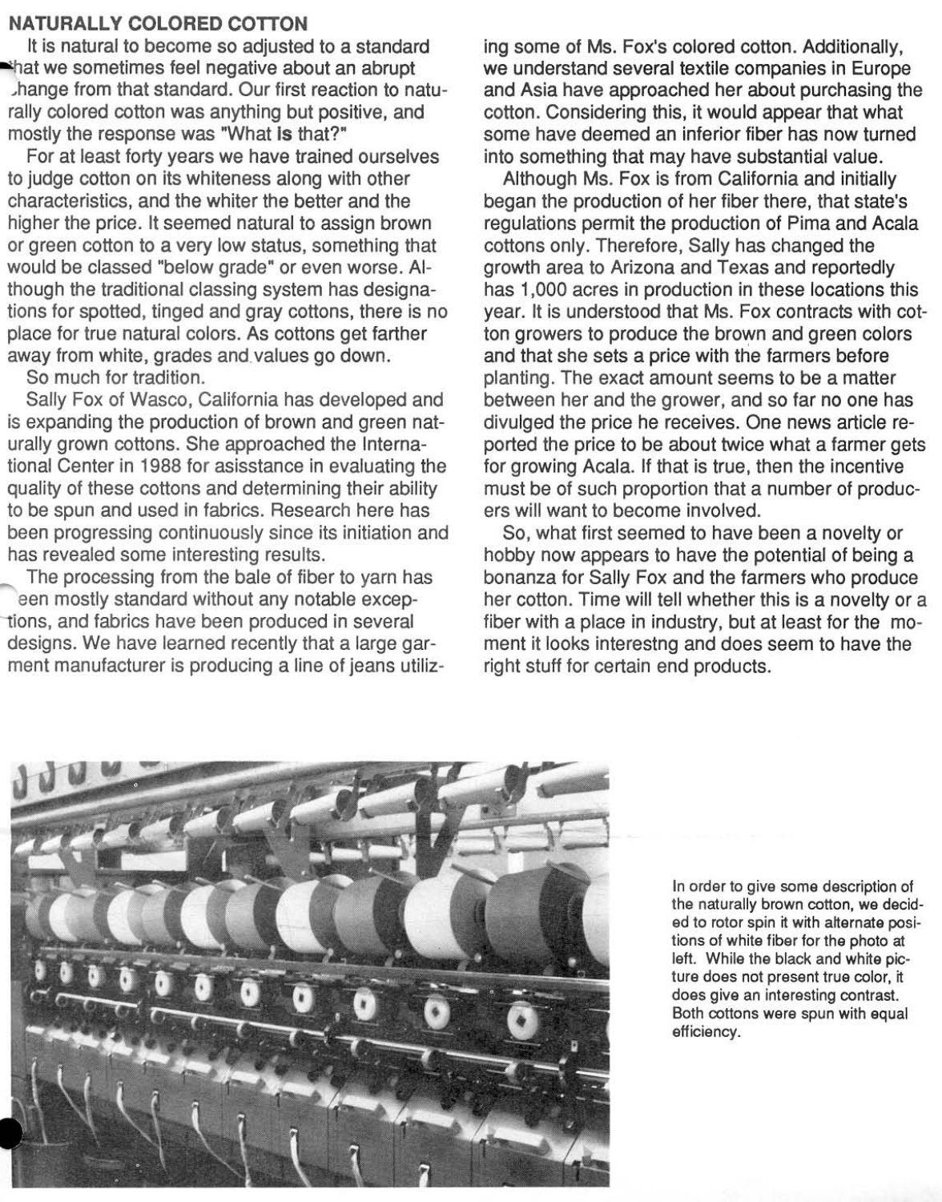## NATURALLY COLORED COTTON

It is natural to become so adjusted to a standard that we sometimes feel negative about an abrupt change from that standard. Our first reaction to naturally colored cotton was anything but positive, and mostly the response was "What **is** that?"

For at least forty years we have trained ourselves to judge cotton on its whiteness along with other characteristics, and the whiter the better and the higher the price. It seemed natural to assign brown or green cotton to a very low status, something that would be classed "below grade" or even worse. Although the traditional classing system has designations for spotted, tinged and gray cottons, there is no place for true natural colors. As cottons get farther away from white, grades and values go down.

So much for tradition.

Sally Fox of Wasco, California has developed and is expanding the production of brown and green naturally grown cottons. She approached the International Center in 1988 for asisstance in evaluating the quality of these cottons and determining their ability to be spun and used in fabrics. Research here has been progressing continuously since its initiation and has revealed some interesting results.

The processing from the bale of fiber to yarn has been mostly standard without any notable exceptions, and fabrics have been produced in several designs. We have learned recently that a large garment manufacturer is producing a line of jeans utilizing some of Ms. Fox's colored cotton. Additionally, we understand several textile companies in Europe and Asia have approached her about purchasing the cotton. Considering this, it would appear that what some have deemed an inferior fiber has now turned into something that may have substantial value.

Although Ms. Fox is from California and initially began the production of her fiber there, that state's regulations permit the production of Pima and Acala cottons only. Therefore, Sally has changed the growth area to Arizona and Texas and reportedly has 1,000 acres in production in these locations this year. It is understood that Ms. Fox contracts with cotton growers to produce the brown and green colors and that she sets a price with the farmers before planting. The exact amount seems to be a matter between her and the grower, and so far no one has divulged the price he receives. One news article reported the price to be about twice what a farmer gets for growing Acala. If that is true, then the incentive must be of such proportion that a number of producers will want to become involved.

So, what first seemed to have been a novelty or hobby now appears to have the potential of being a bonanza for Sally Fox and the farmers who produce her cotton. Time will tell whether this is a novelty or a fiber with a place in industry, but at least for the moment it looks interestng and does seem to have the right stuff for certain end products.

In order to give some description of the naturally brown cotton, we decided to rotor spin it with alternate positions of white fiber for the photo at left. While the black and white picture does not present true color, it does give an interesting contrast. Both cottons were spun with equal efficiency.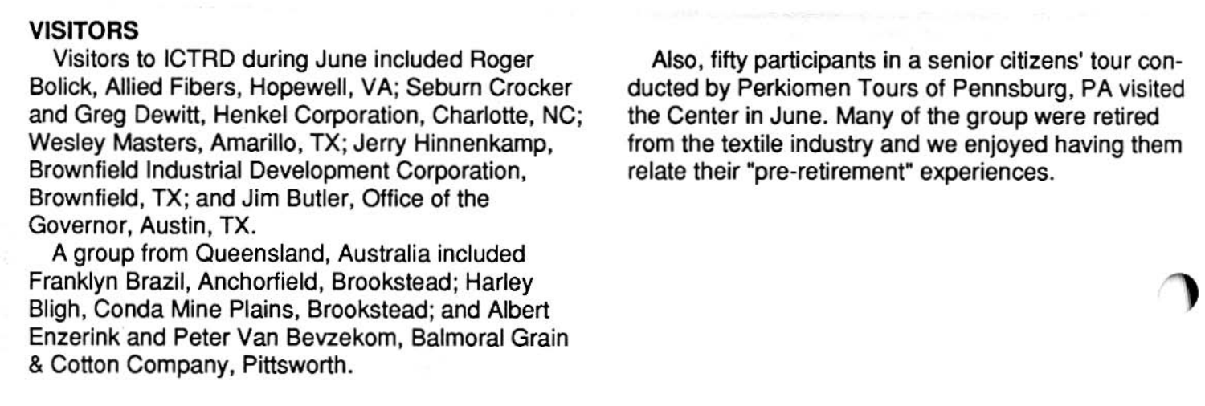**VISITORS**

Visitors to ICTRD during June included Roger Bolick, Allied Fibers, Hopewell, VA; Seburn Crocker and Greg Dewitt, Henkel Corporation, Charlotte, NC; Wesley Masters, Amarillo, TX; Jerry Hinnenkamp, Brownfield Industrial Development Corporation, Brownfield, TX; and Jim Butler, Office of the Governor, Austin, TX.

A group from Queensland, Australia included Franklyn Brazil, Anchorfield, Brookstead; Harley Bligh, Conda Mine Plains, Brookstead; and Albert Enzerink and Peter Van Bevzekom, Balmoral Grain & Cotton Company, Pittsworth.

Also, fifty participants in a senior citizens' tour conducted by Perkiomen Tours of Pennsburg, PA visited the Center in June. Many of the group were retired from the textile industry and we enjoyed having them relate their "pre-retirement" experiences.